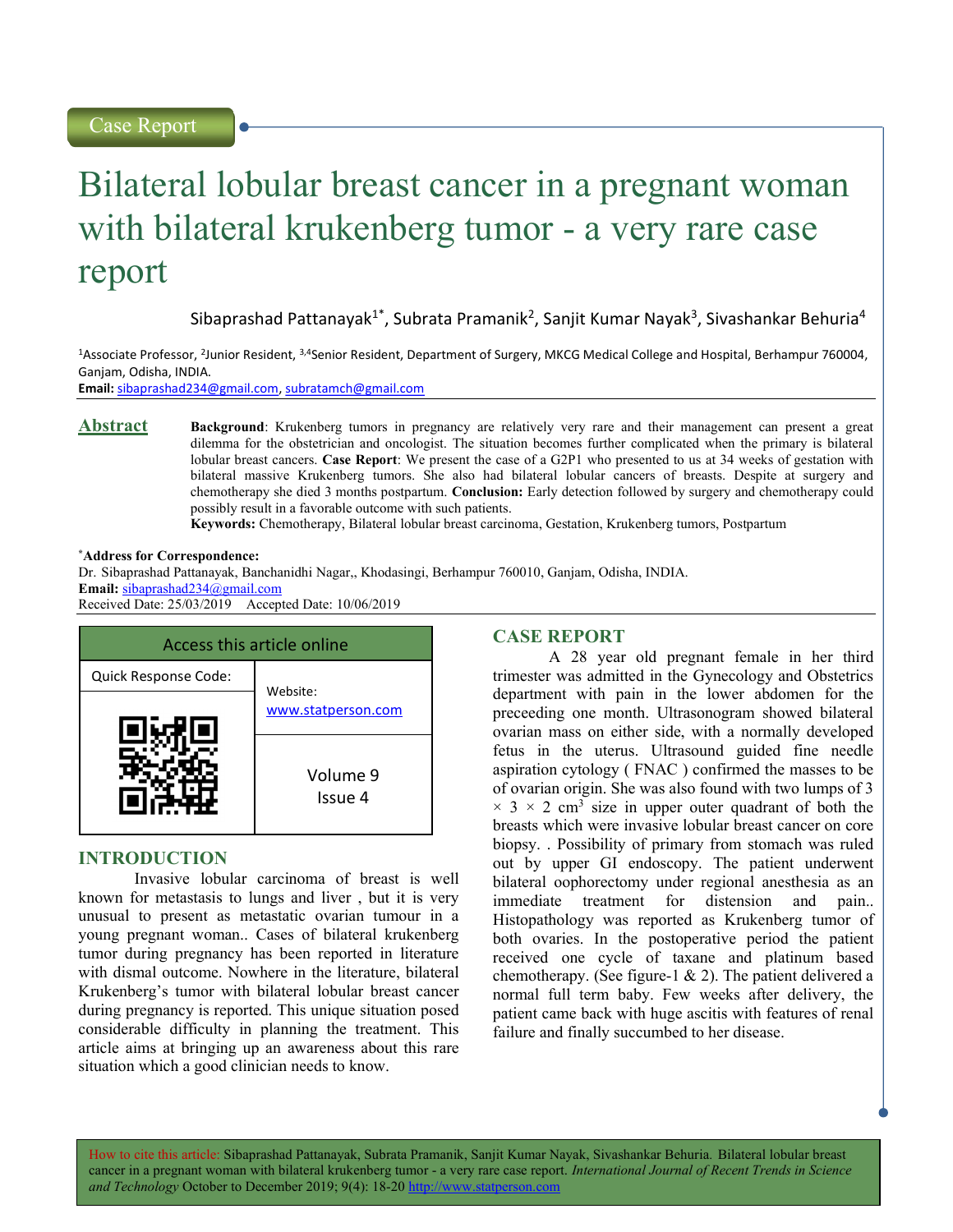Case Report

# Bilateral lobular breast cancer in a pregnant woman with bilateral krukenberg tumor - a very rare case report

Sibaprashad Pattanayak[1*], Subrata Pramanik[2], Sanjit Kumar Nayak[3], Sivashankar Behuria[4]

[1]Associate Professor, [2]Junior Resident, [3,4]Senior Resident, Department of Surgery, MKCG Medical College and Hospital, Berhampur 760004, Ganjam, Odisha, INDIA.

**Email:** sibaprashad234@gmail.com, subratamch@gmail.com

## Abstract

**Background**: Krukenberg tumors in pregnancy are relatively very rare and their management can present a great dilemma for the obstetrician and oncologist. The situation becomes further complicated when the primary is bilateral lobular breast cancers. **Case Report**: We present the case of a G2P1 who presented to us at 34 weeks of gestation with bilateral massive Krukenberg tumors. She also had bilateral lobular cancers of breasts. Despite at surgery and chemotherapy she died 3 months postpartum. **Conclusion:** Early detection followed by surgery and chemotherapy could possibly result in a favorable outcome with such patients.

**Keywords:** Chemotherapy, Bilateral lobular breast carcinoma, Gestation, Krukenberg tumors, Postpartum

**\*Address for Correspondence:**
Dr. Sibaprashad Pattanayak, Banchanidhi Nagar,, Khodasingi, Berhampur 760010, Ganjam, Odisha, INDIA.
**Email:** sibaprashad234@gmail.com
Received Date: 25/03/2019 Accepted Date: 10/06/2019

| Access this article online | |
|---|---|
| Quick Response Code: | Website: www.statperson.com |
| | Volume 9 Issue 4 |

## INTRODUCTION

Invasive lobular carcinoma of breast is well known for metastasis to lungs and liver , but it is very unusual to present as metastatic ovarian tumour in a young pregnant woman.. Cases of bilateral krukenberg tumor during pregnancy has been reported in literature with dismal outcome. Nowhere in the literature, bilateral Krukenberg's tumor with bilateral lobular breast cancer during pregnancy is reported. This unique situation posed considerable difficulty in planning the treatment. This article aims at bringing up an awareness about this rare situation which a good clinician needs to know.

## CASE REPORT

A 28 year old pregnant female in her third trimester was admitted in the Gynecology and Obstetrics department with pain in the lower abdomen for the preceeding one month. Ultrasonogram showed bilateral ovarian mass on either side, with a normally developed fetus in the uterus. Ultrasound guided fine needle aspiration cytology ( FNAC ) confirmed the masses to be of ovarian origin. She was also found with two lumps of $3 \times 3 \times 2$ $cm^3$ size in upper outer quadrant of both the breasts which were invasive lobular breast cancer on core biopsy. . Possibility of primary from stomach was ruled out by upper GI endoscopy. The patient underwent bilateral oophorectomy under regional anesthesia as an immediate treatment for distension and pain.. Histopathology was reported as Krukenberg tumor of both ovaries. In the postoperative period the patient received one cycle of taxane and platinum based chemotherapy. (See figure-1 & 2). The patient delivered a normal full term baby. Few weeks after delivery, the patient came back with huge ascitis with features of renal failure and finally succumbed to her disease.

How to cite this article: Sibaprashad Pattanayak, Subrata Pramanik, Sanjit Kumar Nayak, Sivashankar Behuria. Bilateral lobular breast cancer in a pregnant woman with bilateral krukenberg tumor - a very rare case report. *International Journal of Recent Trends in Science and Technology* October to December 2019; 9(4): 18-20 http://www.statperson.com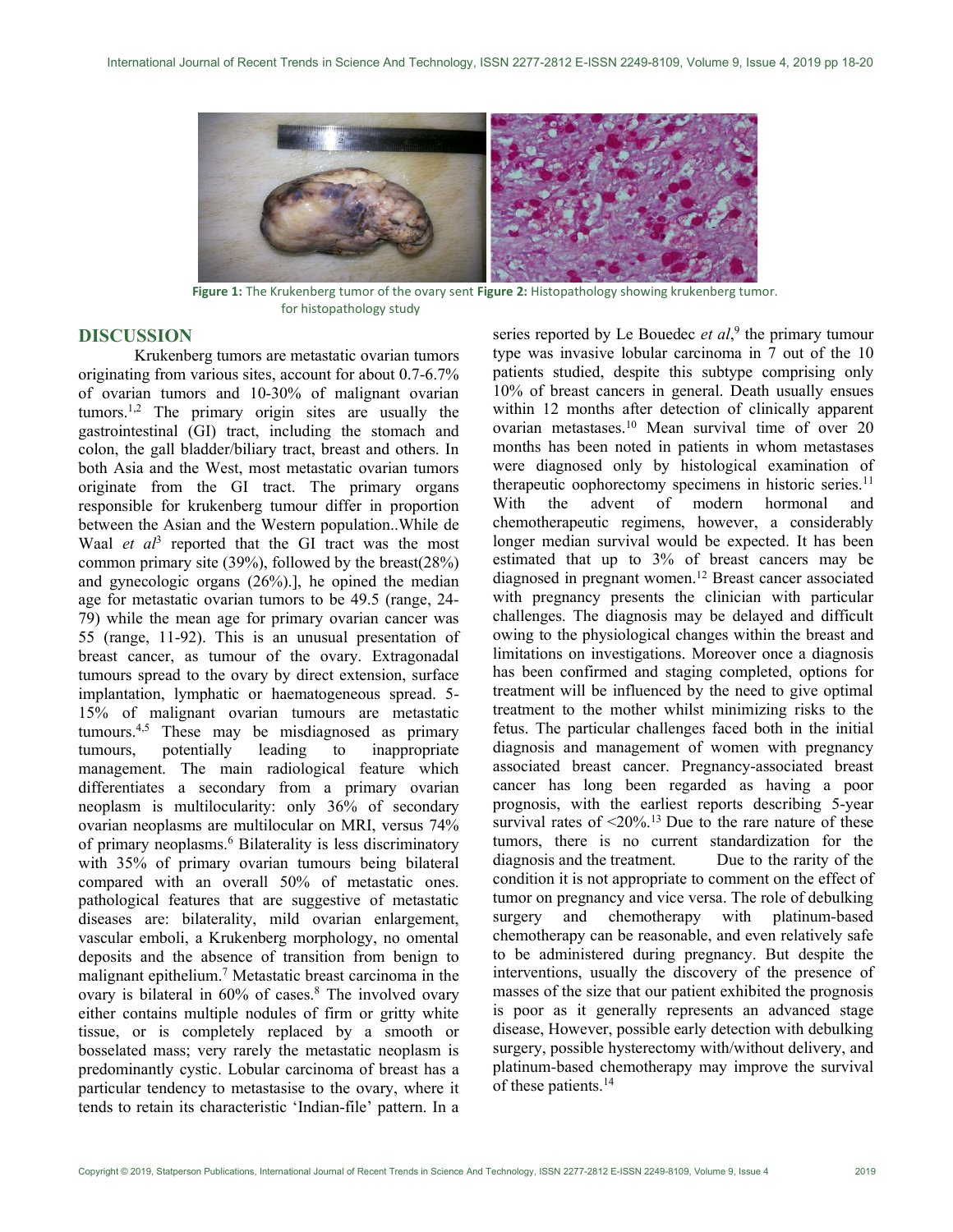Figure 1: The Krukenberg tumor of the ovary sent for histopathology study Figure 2: Histopathology showing krukenberg tumor.

## DISCUSSION

Krukenberg tumors are metastatic ovarian tumors originating from various sites, account for about 0.7-6.7% of ovarian tumors and 10-30% of malignant ovarian tumors.[1,2] The primary origin sites are usually the gastrointestinal (GI) tract, including the stomach and colon, the gall bladder/biliary tract, breast and others. In both Asia and the West, most metastatic ovarian tumors originate from the GI tract. The primary organs responsible for krukenberg tumour differ in proportion between the Asian and the Western population..While de Waal *et al*[3] reported that the GI tract was the most common primary site (39%), followed by the breast(28%) and gynecologic organs (26%).], he opined the median age for metastatic ovarian tumors to be 49.5 (range, 24-79) while the mean age for primary ovarian cancer was 55 (range, 11-92). This is an unusual presentation of breast cancer, as tumour of the ovary. Extragonadal tumours spread to the ovary by direct extension, surface implantation, lymphatic or haematogeneous spread. 5-15% of malignant ovarian tumours are metastatic tumours.[4,5] These may be misdiagnosed as primary tumours, potentially leading to inappropriate management. The main radiological feature which differentiates a secondary from a primary ovarian neoplasm is multilocularity: only 36% of secondary ovarian neoplasms are multilocular on MRI, versus 74% of primary neoplasms.[6] Bilaterality is less discriminatory with 35% of primary ovarian tumours being bilateral compared with an overall 50% of metastatic ones. pathological features that are suggestive of metastatic diseases are: bilaterality, mild ovarian enlargement, vascular emboli, a Krukenberg morphology, no omental deposits and the absence of transition from benign to malignant epithelium.[7] Metastatic breast carcinoma in the ovary is bilateral in 60% of cases.[8] The involved ovary either contains multiple nodules of firm or gritty white tissue, or is completely replaced by a smooth or bosselated mass; very rarely the metastatic neoplasm is predominantly cystic. Lobular carcinoma of breast has a particular tendency to metastasise to the ovary, where it tends to retain its characteristic 'Indian-file' pattern. In a series reported by Le Bouedec *et al*,[9] the primary tumour type was invasive lobular carcinoma in 7 out of the 10 patients studied, despite this subtype comprising only 10% of breast cancers in general. Death usually ensues within 12 months after detection of clinically apparent ovarian metastases.[10] Mean survival time of over 20 months has been noted in patients in whom metastases were diagnosed only by histological examination of therapeutic oophorectomy specimens in historic series.[11] With the advent of modern hormonal and chemotherapeutic regimens, however, a considerably longer median survival would be expected. It has been estimated that up to 3% of breast cancers may be diagnosed in pregnant women.[12] Breast cancer associated with pregnancy presents the clinician with particular challenges. The diagnosis may be delayed and difficult owing to the physiological changes within the breast and limitations on investigations. Moreover once a diagnosis has been confirmed and staging completed, options for treatment will be influenced by the need to give optimal treatment to the mother whilst minimizing risks to the fetus. The particular challenges faced both in the initial diagnosis and management of women with pregnancy associated breast cancer. Pregnancy-associated breast cancer has long been regarded as having a poor prognosis, with the earliest reports describing 5-year survival rates of <20%.[13] Due to the rare nature of these tumors, there is no current standardization for the diagnosis and the treatment. Due to the rarity of the condition it is not appropriate to comment on the effect of tumor on pregnancy and vice versa. The role of debulking surgery and chemotherapy with platinum-based chemotherapy can be reasonable, and even relatively safe to be administered during pregnancy. But despite the interventions, usually the discovery of the presence of masses of the size that our patient exhibited the prognosis is poor as it generally represents an advanced stage disease, However, possible early detection with debulking surgery, possible hysterectomy with/without delivery, and platinum-based chemotherapy may improve the survival of these patients.[14]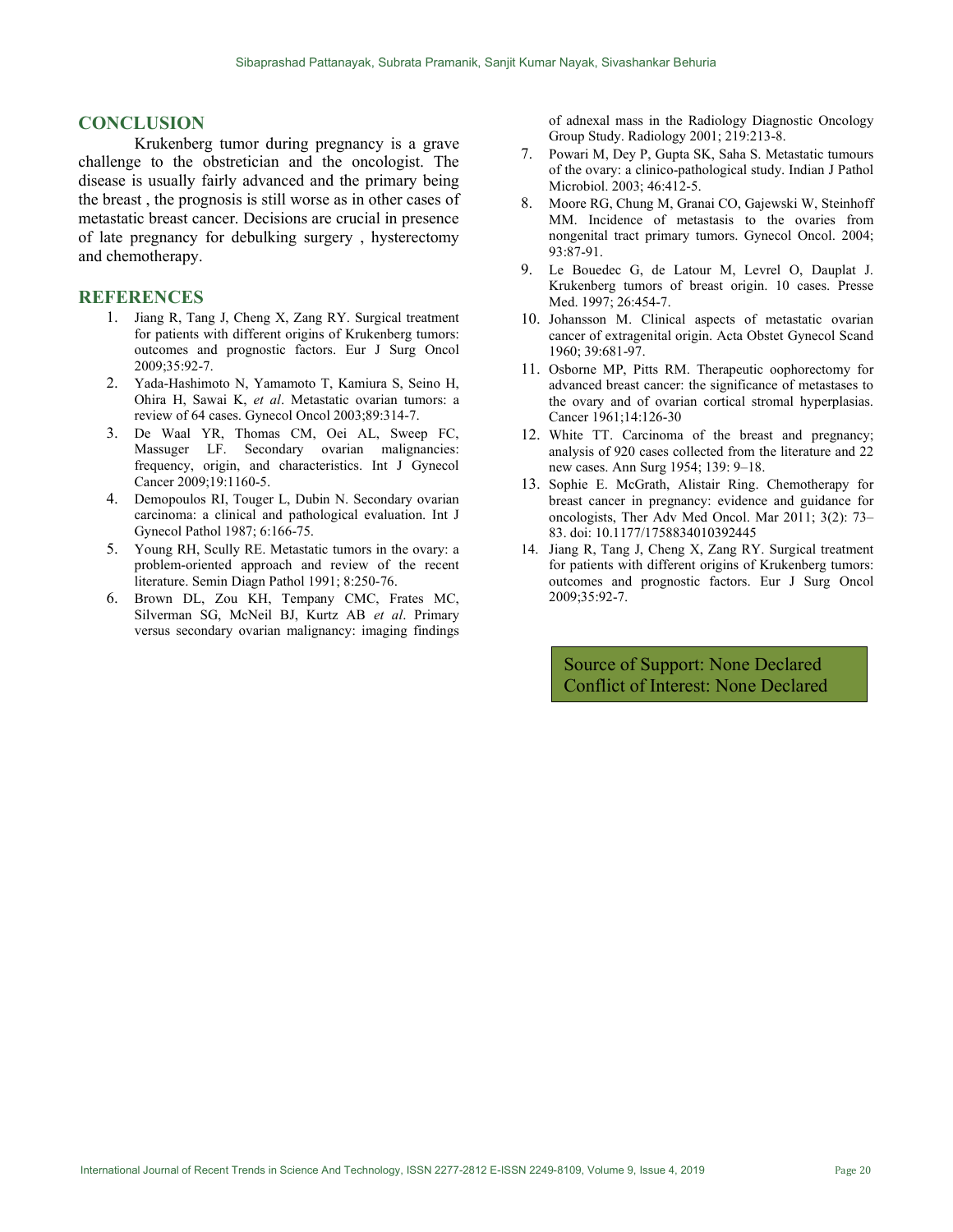## CONCLUSION

Krukenberg tumor during pregnancy is a grave challenge to the obstretician and the oncologist. The disease is usually fairly advanced and the primary being the breast , the prognosis is still worse as in other cases of metastatic breast cancer. Decisions are crucial in presence of late pregnancy for debulking surgery , hysterectomy and chemotherapy.

## REFERENCES

1. Jiang R, Tang J, Cheng X, Zang RY. Surgical treatment for patients with different origins of Krukenberg tumors: outcomes and prognostic factors. Eur J Surg Oncol 2009;35:92-7.
2. Yada-Hashimoto N, Yamamoto T, Kamiura S, Seino H, Ohira H, Sawai K, *et al*. Metastatic ovarian tumors: a review of 64 cases. Gynecol Oncol 2003;89:314-7.
3. De Waal YR, Thomas CM, Oei AL, Sweep FC, Massuger LF. Secondary ovarian malignancies: frequency, origin, and characteristics. Int J Gynecol Cancer 2009;19:1160-5.
4. Demopoulos RI, Touger L, Dubin N. Secondary ovarian carcinoma: a clinical and pathological evaluation. Int J Gynecol Pathol 1987; 6:166-75.
5. Young RH, Scully RE. Metastatic tumors in the ovary: a problem-oriented approach and review of the recent literature. Semin Diagn Pathol 1991; 8:250-76.
6. Brown DL, Zou KH, Tempany CMC, Frates MC, Silverman SG, McNeil BJ, Kurtz AB *et al*. Primary versus secondary ovarian malignancy: imaging findings of adnexal mass in the Radiology Diagnostic Oncology Group Study. Radiology 2001; 219:213-8.
7. Powari M, Dey P, Gupta SK, Saha S. Metastatic tumours of the ovary: a clinico-pathological study. Indian J Pathol Microbiol. 2003; 46:412-5.
8. Moore RG, Chung M, Granai CO, Gajewski W, Steinhoff MM. Incidence of metastasis to the ovaries from nongenital tract primary tumors. Gynecol Oncol. 2004; 93:87-91.
9. Le Bouedec G, de Latour M, Levrel O, Dauplat J. Krukenberg tumors of breast origin. 10 cases. Presse Med. 1997; 26:454-7.
10. Johansson M. Clinical aspects of metastatic ovarian cancer of extragenital origin. Acta Obstet Gynecol Scand 1960; 39:681-97.
11. Osborne MP, Pitts RM. Therapeutic oophorectomy for advanced breast cancer: the significance of metastases to the ovary and of ovarian cortical stromal hyperplasias. Cancer 1961;14:126-30
12. White TT. Carcinoma of the breast and pregnancy; analysis of 920 cases collected from the literature and 22 new cases. Ann Surg 1954; 139: 9–18.
13. Sophie E. McGrath, Alistair Ring. Chemotherapy for breast cancer in pregnancy: evidence and guidance for oncologists, Ther Adv Med Oncol. Mar 2011; 3(2): 73–83. doi: 10.1177/1758834010392445
14. Jiang R, Tang J, Cheng X, Zang RY. Surgical treatment for patients with different origins of Krukenberg tumors: outcomes and prognostic factors. Eur J Surg Oncol 2009;35:92-7.

Source of Support: None Declared
Conflict of Interest: None Declared